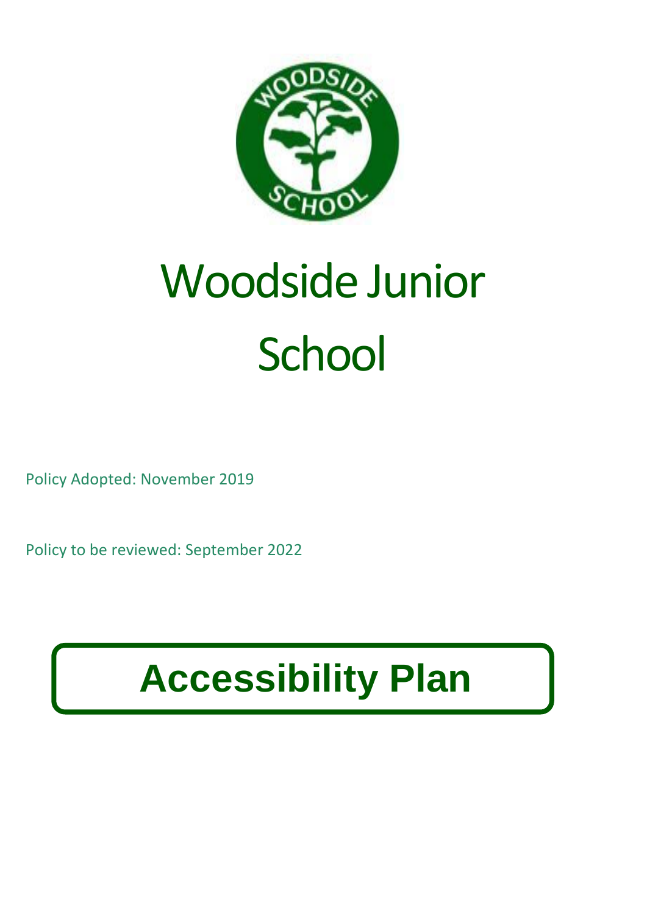# Woodside Junior School

Policy Adopted: November 2019

Policy to be reviewed: September 2022

# Accessibility Plan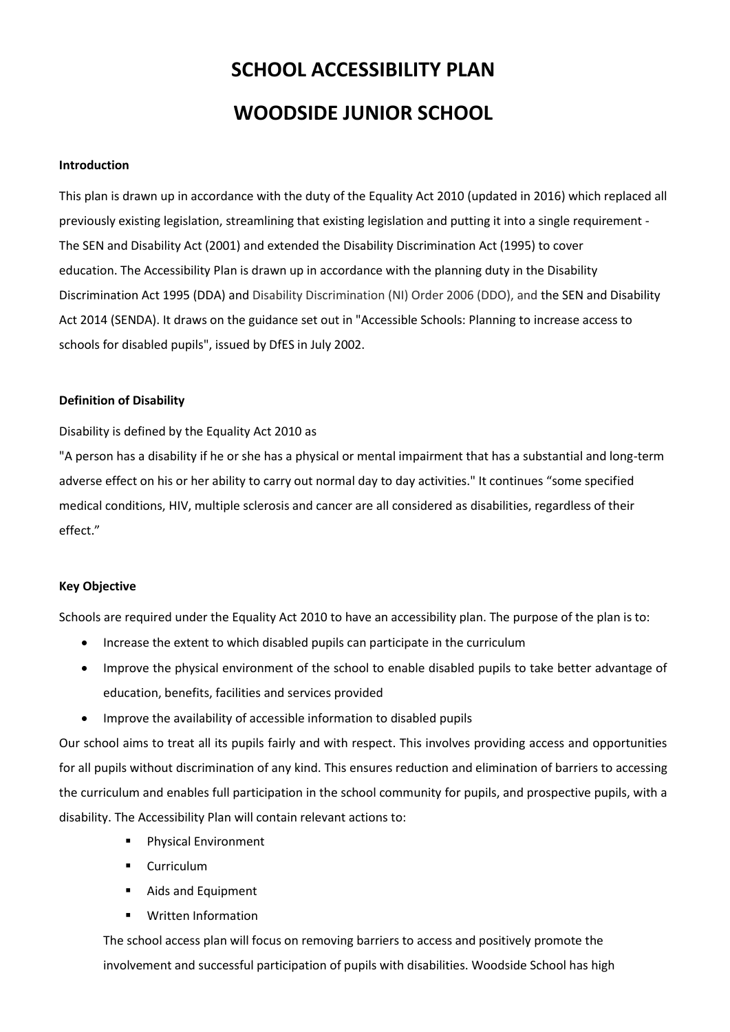# SCHOOL ACCESSIBILITY PLAN

# WOODSIDE JUNIOR SCHOOL

**Introduction**

This plan is drawn up in accordance with the duty of the Equality Act 2010 (updated in 2016) which replaced all previously existing legislation, streamlining that existing legislation and putting it into a single requirement - The SEN and Disability Act (2001) and extended the Disability Discrimination Act (1995) to cover education. The Accessibility Plan is drawn up in accordance with the planning duty in the Disability Discrimination Act 1995 (DDA) and Disability Discrimination (NI) Order 2006 (DDO), and the SEN and Disability Act 2014 (SENDA). It draws on the guidance set out in "Accessible Schools: Planning to increase access to schools for disabled pupils", issued by DfES in July 2002.

**Definition of Disability**

Disability is defined by the Equality Act 2010 as

"A person has a disability if he or she has a physical or mental impairment that has a substantial and long-term adverse effect on his or her ability to carry out normal day to day activities." It continues "some specified medical conditions, HIV, multiple sclerosis and cancer are all considered as disabilities, regardless of their effect."

**Key Objective**

Schools are required under the Equality Act 2010 to have an accessibility plan. The purpose of the plan is to:

- Increase the extent to which disabled pupils can participate in the curriculum
- Improve the physical environment of the school to enable disabled pupils to take better advantage of education, benefits, facilities and services provided
- Improve the availability of accessible information to disabled pupils

Our school aims to treat all its pupils fairly and with respect. This involves providing access and opportunities for all pupils without discrimination of any kind. This ensures reduction and elimination of barriers to accessing the curriculum and enables full participation in the school community for pupils, and prospective pupils, with a disability. The Accessibility Plan will contain relevant actions to:

- Physical Environment
- Curriculum
- Aids and Equipment
- Written Information

The school access plan will focus on removing barriers to access and positively promote the involvement and successful participation of pupils with disabilities. Woodside School has high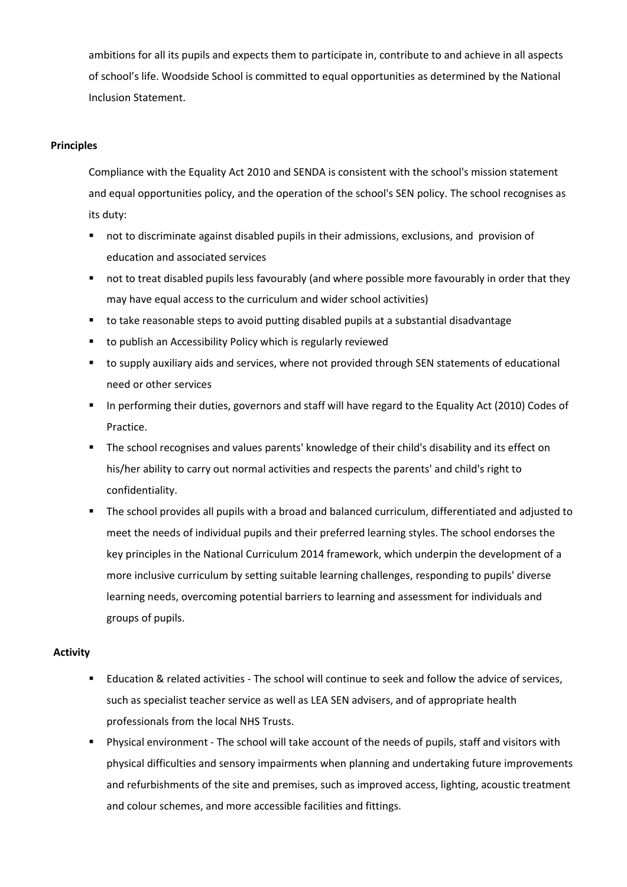ambitions for all its pupils and expects them to participate in, contribute to and achieve in all aspects of school's life. Woodside School is committed to equal opportunities as determined by the National Inclusion Statement.

**Principles**

Compliance with the Equality Act 2010 and SENDA is consistent with the school's mission statement and equal opportunities policy, and the operation of the school's SEN policy. The school recognises as its duty:

- not to discriminate against disabled pupils in their admissions, exclusions, and provision of education and associated services
- not to treat disabled pupils less favourably (and where possible more favourably in order that they may have equal access to the curriculum and wider school activities)
- to take reasonable steps to avoid putting disabled pupils at a substantial disadvantage
- to publish an Accessibility Policy which is regularly reviewed
- to supply auxiliary aids and services, where not provided through SEN statements of educational need or other services
- In performing their duties, governors and staff will have regard to the Equality Act (2010) Codes of Practice.
- The school recognises and values parents' knowledge of their child's disability and its effect on his/her ability to carry out normal activities and respects the parents' and child's right to confidentiality.
- The school provides all pupils with a broad and balanced curriculum, differentiated and adjusted to meet the needs of individual pupils and their preferred learning styles. The school endorses the key principles in the National Curriculum 2014 framework, which underpin the development of a more inclusive curriculum by setting suitable learning challenges, responding to pupils' diverse learning needs, overcoming potential barriers to learning and assessment for individuals and groups of pupils.

**Activity**

- Education & related activities - The school will continue to seek and follow the advice of services, such as specialist teacher service as well as LEA SEN advisers, and of appropriate health professionals from the local NHS Trusts.
- Physical environment - The school will take account of the needs of pupils, staff and visitors with physical difficulties and sensory impairments when planning and undertaking future improvements and refurbishments of the site and premises, such as improved access, lighting, acoustic treatment and colour schemes, and more accessible facilities and fittings.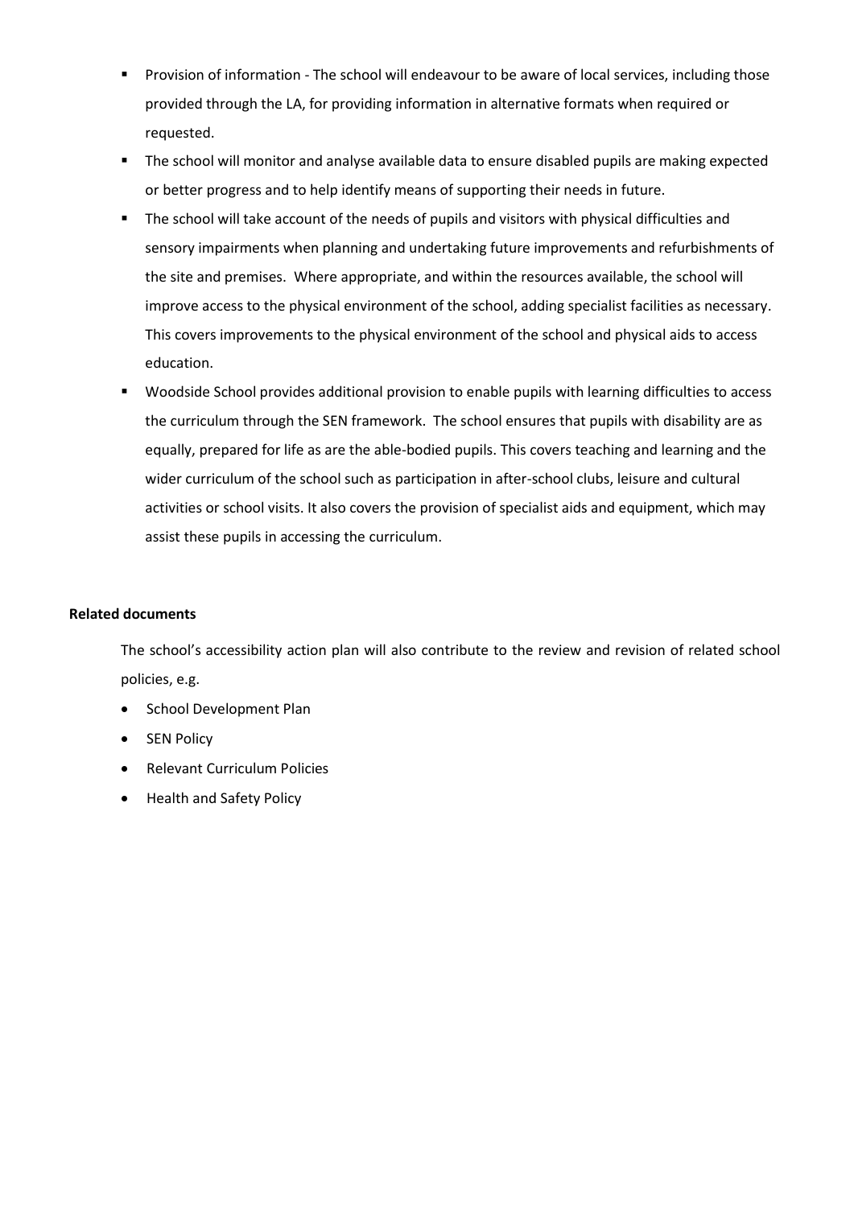- Provision of information - The school will endeavour to be aware of local services, including those provided through the LA, for providing information in alternative formats when required or requested.
- The school will monitor and analyse available data to ensure disabled pupils are making expected or better progress and to help identify means of supporting their needs in future.
- The school will take account of the needs of pupils and visitors with physical difficulties and sensory impairments when planning and undertaking future improvements and refurbishments of the site and premises. Where appropriate, and within the resources available, the school will improve access to the physical environment of the school, adding specialist facilities as necessary. This covers improvements to the physical environment of the school and physical aids to access education.
- Woodside School provides additional provision to enable pupils with learning difficulties to access the curriculum through the SEN framework. The school ensures that pupils with disability are as equally, prepared for life as are the able-bodied pupils. This covers teaching and learning and the wider curriculum of the school such as participation in after-school clubs, leisure and cultural activities or school visits. It also covers the provision of specialist aids and equipment, which may assist these pupils in accessing the curriculum.

**Related documents**

The school's accessibility action plan will also contribute to the review and revision of related school policies, e.g.

- School Development Plan
- SEN Policy
- Relevant Curriculum Policies
- Health and Safety Policy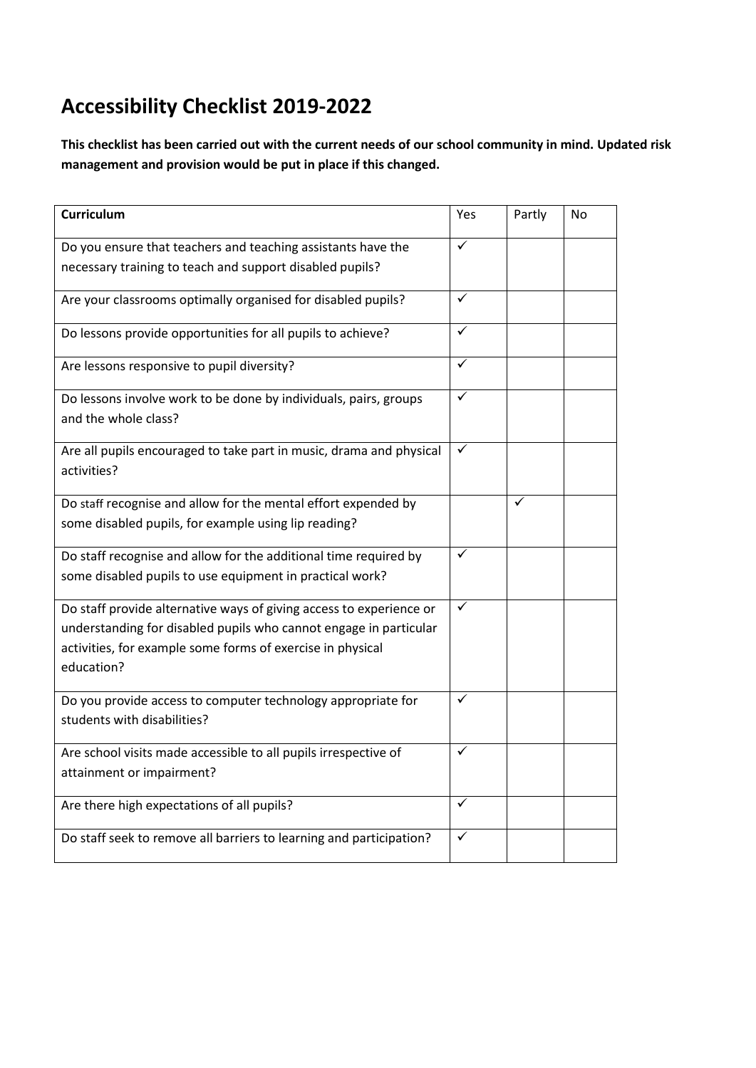# Accessibility Checklist 2019-2022

**This checklist has been carried out with the current needs of our school community in mind. Updated risk management and provision would be put in place if this changed.**

| **Curriculum** | Yes | Partly | No |
|---|---|---|---|
| Do you ensure that teachers and teaching assistants have the necessary training to teach and support disabled pupils? | ✓ | | |
| Are your classrooms optimally organised for disabled pupils? | ✓ | | |
| Do lessons provide opportunities for all pupils to achieve? | ✓ | | |
| Are lessons responsive to pupil diversity? | ✓ | | |
| Do lessons involve work to be done by individuals, pairs, groups and the whole class? | ✓ | | |
| Are all pupils encouraged to take part in music, drama and physical activities? | ✓ | | |
| Do staff recognise and allow for the mental effort expended by some disabled pupils, for example using lip reading? | | ✓ | |
| Do staff recognise and allow for the additional time required by some disabled pupils to use equipment in practical work? | ✓ | | |
| Do staff provide alternative ways of giving access to experience or understanding for disabled pupils who cannot engage in particular activities, for example some forms of exercise in physical education? | ✓ | | |
| Do you provide access to computer technology appropriate for students with disabilities? | ✓ | | |
| Are school visits made accessible to all pupils irrespective of attainment or impairment? | ✓ | | |
| Are there high expectations of all pupils? | ✓ | | |
| Do staff seek to remove all barriers to learning and participation? | ✓ | | |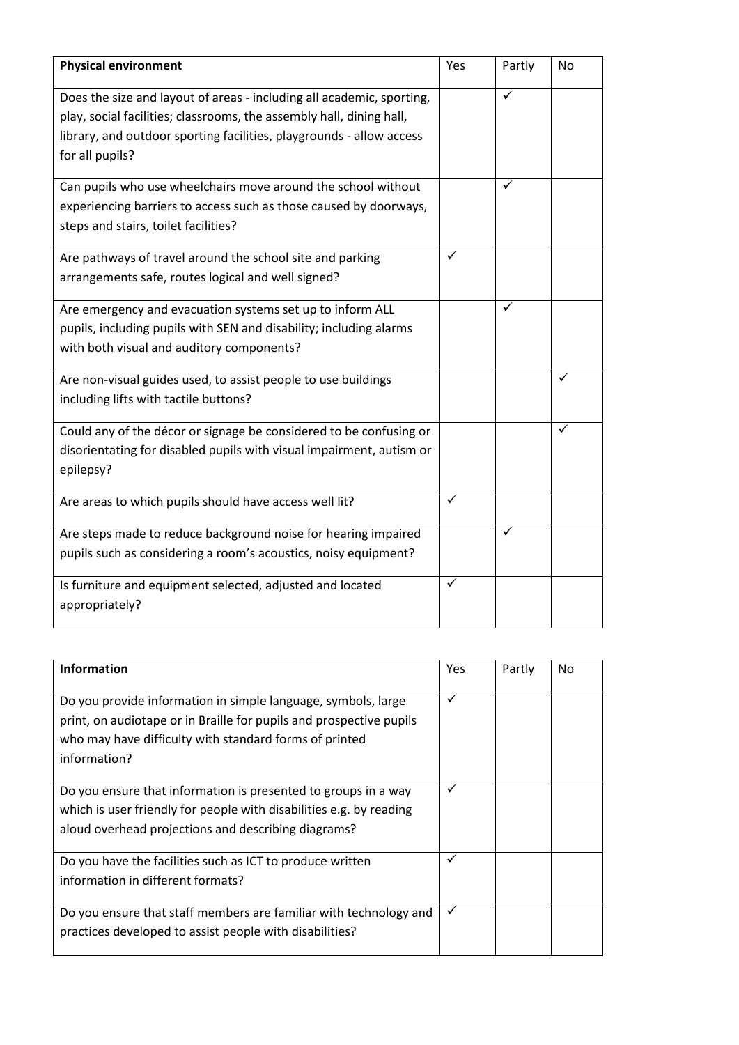| **Physical environment** | Yes | Partly | No |
|---|---|---|---|
| Does the size and layout of areas - including all academic, sporting, play, social facilities; classrooms, the assembly hall, dining hall, library, and outdoor sporting facilities, playgrounds - allow access for all pupils? | | ✓ | |
| Can pupils who use wheelchairs move around the school without experiencing barriers to access such as those caused by doorways, steps and stairs, toilet facilities? | | ✓ | |
| Are pathways of travel around the school site and parking arrangements safe, routes logical and well signed? | ✓ | | |
| Are emergency and evacuation systems set up to inform ALL pupils, including pupils with SEN and disability; including alarms with both visual and auditory components? | | ✓ | |
| Are non-visual guides used, to assist people to use buildings including lifts with tactile buttons? | | | ✓ |
| Could any of the décor or signage be considered to be confusing or disorientating for disabled pupils with visual impairment, autism or epilepsy? | | | ✓ |
| Are areas to which pupils should have access well lit? | ✓ | | |
| Are steps made to reduce background noise for hearing impaired pupils such as considering a room's acoustics, noisy equipment? | | ✓ | |
| Is furniture and equipment selected, adjusted and located appropriately? | ✓ | | |

| **Information** | Yes | Partly | No |
|---|---|---|---|
| Do you provide information in simple language, symbols, large print, on audiotape or in Braille for pupils and prospective pupils who may have difficulty with standard forms of printed information? | ✓ | | |
| Do you ensure that information is presented to groups in a way which is user friendly for people with disabilities e.g. by reading aloud overhead projections and describing diagrams? | ✓ | | |
| Do you have the facilities such as ICT to produce written information in different formats? | ✓ | | |
| Do you ensure that staff members are familiar with technology and practices developed to assist people with disabilities? | ✓ | | |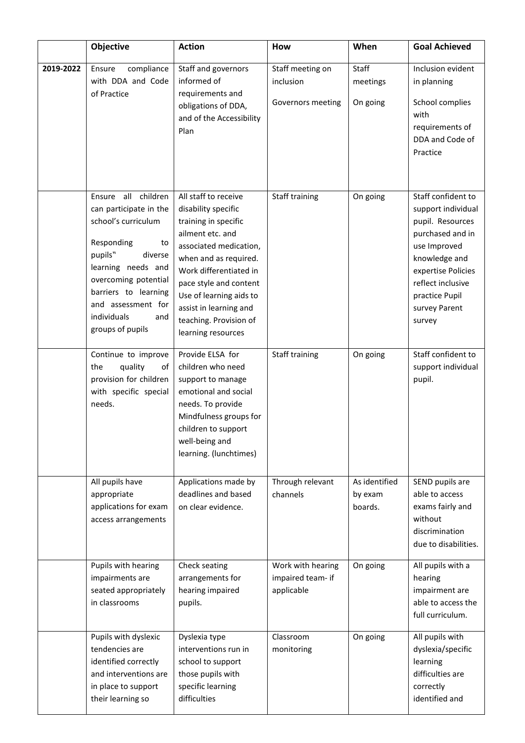| | Objective | Action | How | When | Goal Achieved |
|---|---|---|---|---|---|
| 2019-2022 | Ensure compliance with DDA and Code of Practice | Staff and governors informed of requirements and obligations of DDA, and of the Accessibility Plan | Staff meeting on inclusion<br><br>Governors meeting | Staff meetings<br><br>On going | Inclusion evident in planning<br><br>School complies with requirements of DDA and Code of Practice |
| | Ensure all children can participate in the school's curriculum<br><br>Responding to pupils" diverse learning needs and overcoming potential barriers to learning and assessment for individuals and groups of pupils | All staff to receive disability specific training in specific ailment etc. and associated medication, when and as required. Work differentiated in pace style and content Use of learning aids to assist in learning and teaching. Provision of learning resources | Staff training | On going | Staff confident to support individual pupil. Resources purchased and in use Improved knowledge and expertise Policies reflect inclusive practice Pupil survey Parent survey |
| | Continue to improve the quality of provision for children with specific special needs. | Provide ELSA for children who need support to manage emotional and social needs. To provide Mindfulness groups for children to support well-being and learning. (lunchtimes) | Staff training | On going | Staff confident to support individual pupil. |
| | All pupils have appropriate applications for exam access arrangements | Applications made by deadlines and based on clear evidence. | Through relevant channels | As identified by exam boards. | SEND pupils are able to access exams fairly and without discrimination due to disabilities. |
| | Pupils with hearing impairments are seated appropriately in classrooms | Check seating arrangements for hearing impaired pupils. | Work with hearing impaired team- if applicable | On going | All pupils with a hearing impairment are able to access the full curriculum. |
| | Pupils with dyslexic tendencies are identified correctly and interventions are in place to support their learning so | Dyslexia type interventions run in school to support those pupils with specific learning difficulties | Classroom monitoring | On going | All pupils with dyslexia/specific learning difficulties are correctly identified and |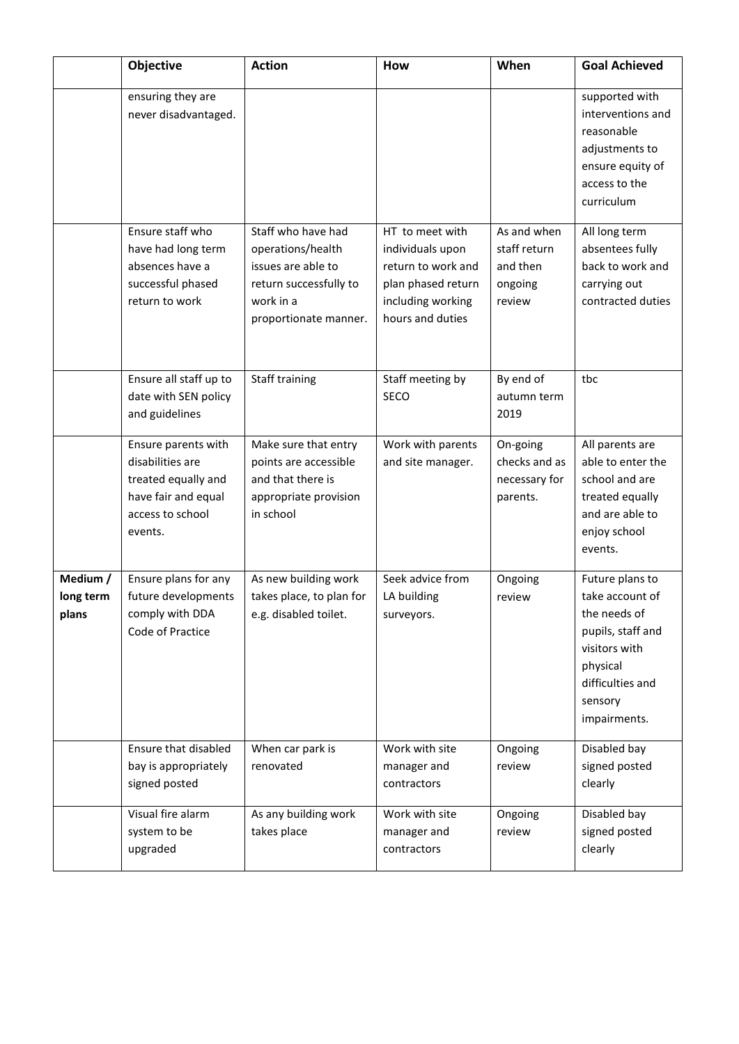| | Objective | Action | How | When | Goal Achieved |
|---|---|---|---|---|---|
| | ensuring they are never disadvantaged. | | | | supported with interventions and reasonable adjustments to ensure equity of access to the curriculum |
| | Ensure staff who have had long term absences have a successful phased return to work | Staff who have had operations/health issues are able to return successfully to work in a proportionate manner. | HT to meet with individuals upon return to work and plan phased return including working hours and duties | As and when staff return and then ongoing review | All long term absentees fully back to work and carrying out contracted duties |
| | Ensure all staff up to date with SEN policy and guidelines | Staff training | Staff meeting by SECO | By end of autumn term 2019 | tbc |
| | Ensure parents with disabilities are treated equally and have fair and equal access to school events. | Make sure that entry points are accessible and that there is appropriate provision in school | Work with parents and site manager. | On-going checks and as necessary for parents. | All parents are able to enter the school and are treated equally and are able to enjoy school events. |
| **Medium / long term plans** | Ensure plans for any future developments comply with DDA Code of Practice | As new building work takes place, to plan for e.g. disabled toilet. | Seek advice from LA building surveyors. | Ongoing review | Future plans to take account of the needs of pupils, staff and visitors with physical difficulties and sensory impairments. |
| | Ensure that disabled bay is appropriately signed posted | When car park is renovated | Work with site manager and contractors | Ongoing review | Disabled bay signed posted clearly |
| | Visual fire alarm system to be upgraded | As any building work takes place | Work with site manager and contractors | Ongoing review | Disabled bay signed posted clearly |